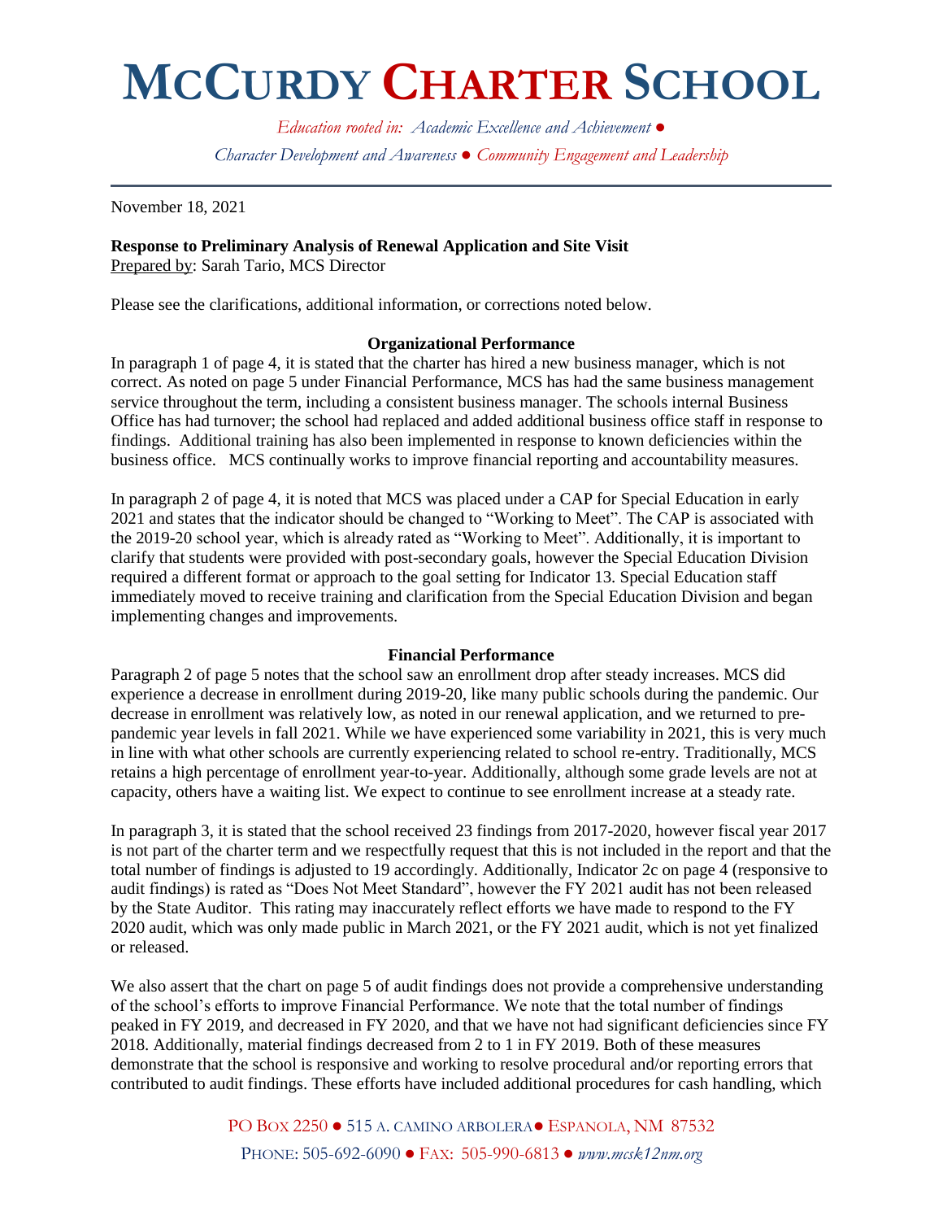# McCurdy Charter School

*Education rooted in: Academic Excellence and Achievement ● Character Development and Awareness ● Community Engagement and Leadership*

November 18, 2021

**Response to Preliminary Analysis of Renewal Application and Site Visit**
Prepared by: Sarah Tario, MCS Director

Please see the clarifications, additional information, or corrections noted below.

**Organizational Performance**

In paragraph 1 of page 4, it is stated that the charter has hired a new business manager, which is not correct. As noted on page 5 under Financial Performance, MCS has had the same business management service throughout the term, including a consistent business manager. The schools internal Business Office has had turnover; the school had replaced and added additional business office staff in response to findings. Additional training has also been implemented in response to known deficiencies within the business office. MCS continually works to improve financial reporting and accountability measures.

In paragraph 2 of page 4, it is noted that MCS was placed under a CAP for Special Education in early 2021 and states that the indicator should be changed to "Working to Meet". The CAP is associated with the 2019-20 school year, which is already rated as "Working to Meet". Additionally, it is important to clarify that students were provided with post-secondary goals, however the Special Education Division required a different format or approach to the goal setting for Indicator 13. Special Education staff immediately moved to receive training and clarification from the Special Education Division and began implementing changes and improvements.

**Financial Performance**

Paragraph 2 of page 5 notes that the school saw an enrollment drop after steady increases. MCS did experience a decrease in enrollment during 2019-20, like many public schools during the pandemic. Our decrease in enrollment was relatively low, as noted in our renewal application, and we returned to pre-pandemic year levels in fall 2021. While we have experienced some variability in 2021, this is very much in line with what other schools are currently experiencing related to school re-entry. Traditionally, MCS retains a high percentage of enrollment year-to-year. Additionally, although some grade levels are not at capacity, others have a waiting list. We expect to continue to see enrollment increase at a steady rate.

In paragraph 3, it is stated that the school received 23 findings from 2017-2020, however fiscal year 2017 is not part of the charter term and we respectfully request that this is not included in the report and that the total number of findings is adjusted to 19 accordingly. Additionally, Indicator 2c on page 4 (responsive to audit findings) is rated as "Does Not Meet Standard", however the FY 2021 audit has not been released by the State Auditor. This rating may inaccurately reflect efforts we have made to respond to the FY 2020 audit, which was only made public in March 2021, or the FY 2021 audit, which is not yet finalized or released.

We also assert that the chart on page 5 of audit findings does not provide a comprehensive understanding of the school's efforts to improve Financial Performance. We note that the total number of findings peaked in FY 2019, and decreased in FY 2020, and that we have not had significant deficiencies since FY 2018. Additionally, material findings decreased from 2 to 1 in FY 2019. Both of these measures demonstrate that the school is responsive and working to resolve procedural and/or reporting errors that contributed to audit findings. These efforts have included additional procedures for cash handling, which

PO Box 2250 ● 515 A. camino arbolera ● Espanola, NM 87532
Phone: 505-692-6090 ● Fax: 505-990-6813 ● *www.mcsk12nm.org*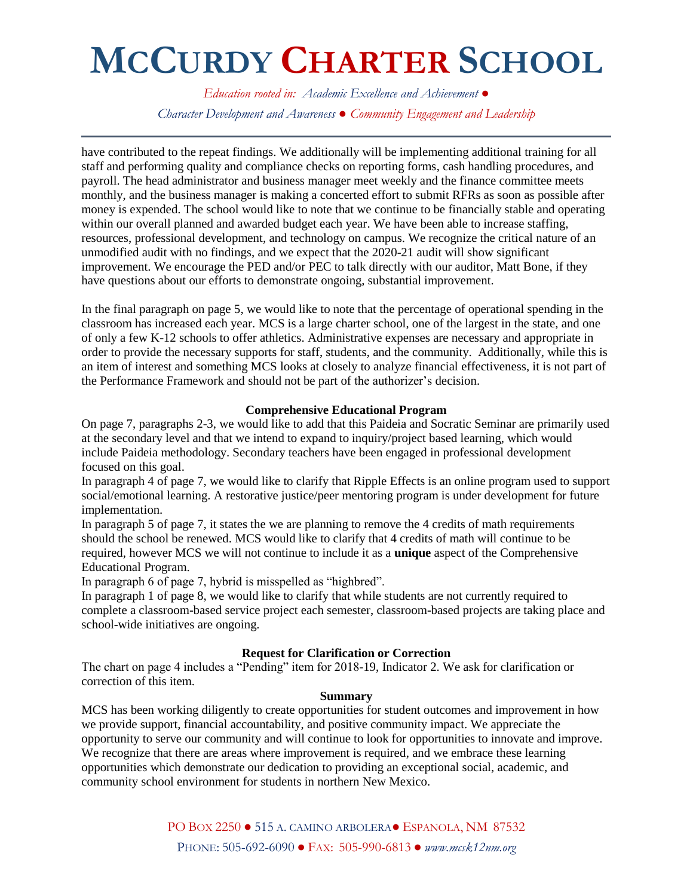have contributed to the repeat findings. We additionally will be implementing additional training for all staff and performing quality and compliance checks on reporting forms, cash handling procedures, and payroll. The head administrator and business manager meet weekly and the finance committee meets monthly, and the business manager is making a concerted effort to submit RFRs as soon as possible after money is expended. The school would like to note that we continue to be financially stable and operating within our overall planned and awarded budget each year. We have been able to increase staffing, resources, professional development, and technology on campus. We recognize the critical nature of an unmodified audit with no findings, and we expect that the 2020-21 audit will show significant improvement. We encourage the PED and/or PEC to talk directly with our auditor, Matt Bone, if they have questions about our efforts to demonstrate ongoing, substantial improvement.

In the final paragraph on page 5, we would like to note that the percentage of operational spending in the classroom has increased each year. MCS is a large charter school, one of the largest in the state, and one of only a few K-12 schools to offer athletics. Administrative expenses are necessary and appropriate in order to provide the necessary supports for staff, students, and the community. Additionally, while this is an item of interest and something MCS looks at closely to analyze financial effectiveness, it is not part of the Performance Framework and should not be part of the authorizer's decision.

**Comprehensive Educational Program**

On page 7, paragraphs 2-3, we would like to add that this Paideia and Socratic Seminar are primarily used at the secondary level and that we intend to expand to inquiry/project based learning, which would include Paideia methodology. Secondary teachers have been engaged in professional development focused on this goal.

In paragraph 4 of page 7, we would like to clarify that Ripple Effects is an online program used to support social/emotional learning. A restorative justice/peer mentoring program is under development for future implementation.

In paragraph 5 of page 7, it states the we are planning to remove the 4 credits of math requirements should the school be renewed. MCS would like to clarify that 4 credits of math will continue to be required, however MCS we will not continue to include it as a **unique** aspect of the Comprehensive Educational Program.

In paragraph 6 of page 7, hybrid is misspelled as "highbred".

In paragraph 1 of page 8, we would like to clarify that while students are not currently required to complete a classroom-based service project each semester, classroom-based projects are taking place and school-wide initiatives are ongoing.

**Request for Clarification or Correction**

The chart on page 4 includes a "Pending" item for 2018-19, Indicator 2. We ask for clarification or correction of this item.

**Summary**

MCS has been working diligently to create opportunities for student outcomes and improvement in how we provide support, financial accountability, and positive community impact. We appreciate the opportunity to serve our community and will continue to look for opportunities to innovate and improve. We recognize that there are areas where improvement is required, and we embrace these learning opportunities which demonstrate our dedication to providing an exceptional social, academic, and community school environment for students in northern New Mexico.